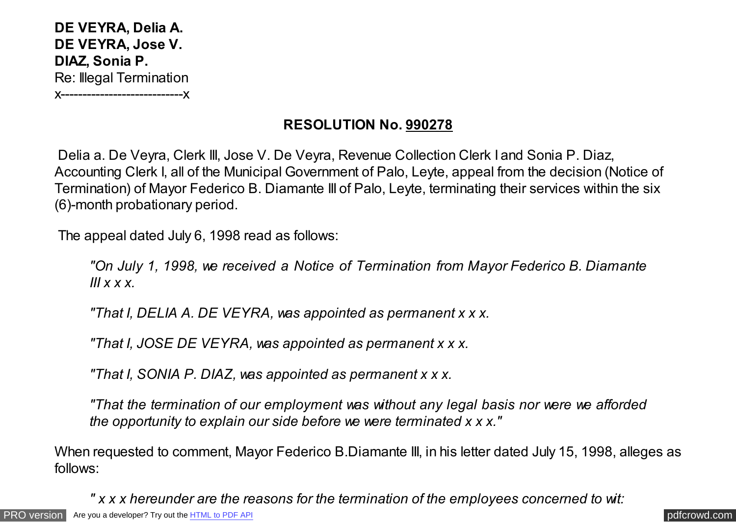**DE VEYRA, Delia A.**
**DE VEYRA, Jose V.**
**DIAZ, Sonia P.**
Re: Illegal Termination
x---------------------------x

## RESOLUTION No. 990278

Delia a. De Veyra, Clerk III, Jose V. De Veyra, Revenue Collection Clerk I and Sonia P. Diaz, Accounting Clerk I, all of the Municipal Government of Palo, Leyte, appeal from the decision (Notice of Termination) of Mayor Federico B. Diamante III of Palo, Leyte, terminating their services within the six (6)-month probationary period.

The appeal dated July 6, 1998 read as follows:

> *"On July 1, 1998, we received a Notice of Termination from Mayor Federico B. Diamante III x x x.*
>
> *"That I, DELIA A. DE VEYRA, was appointed as permanent x x x.*
>
> *"That I, JOSE DE VEYRA, was appointed as permanent x x x.*
>
> *"That I, SONIA P. DIAZ, was appointed as permanent x x x.*
>
> *"That the termination of our employment was without any legal basis nor were we afforded the opportunity to explain our side before we were terminated x x x."*

When requested to comment, Mayor Federico B.Diamante III, in his letter dated July 15, 1998, alleges as follows:

> *" x x x hereunder are the reasons for the termination of the employees concerned to wit:*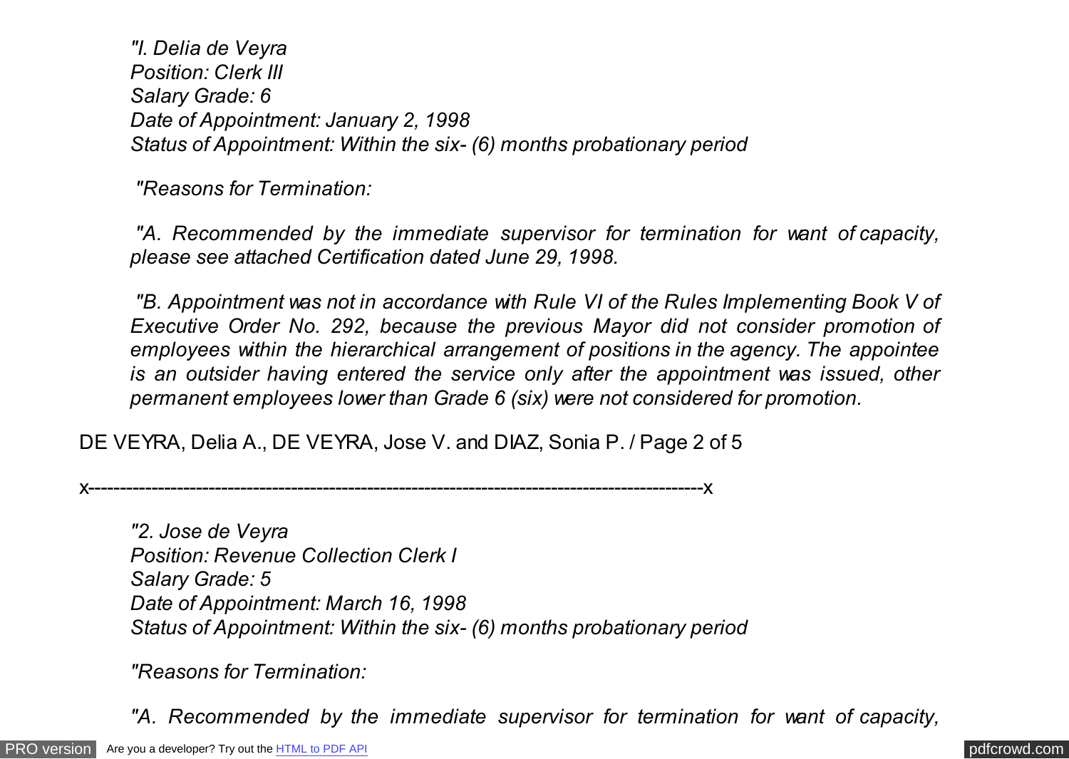*"I. Delia de Veyra*
*Position: Clerk III*
*Salary Grade: 6*
*Date of Appointment: January 2, 1998*
*Status of Appointment: Within the six- (6) months probationary period*

*"Reasons for Termination:*

*"A. Recommended by the immediate supervisor for termination for want of capacity, please see attached Certification dated June 29, 1998.*

*"B. Appointment was not in accordance with Rule VI of the Rules Implementing Book V of Executive Order No. 292, because the previous Mayor did not consider promotion of employees within the hierarchical arrangement of positions in the agency. The appointee is an outsider having entered the service only after the appointment was issued, other permanent employees lower than Grade 6 (six) were not considered for promotion.*

*"2. Jose de Veyra*
*Position: Revenue Collection Clerk I*
*Salary Grade: 5*
*Date of Appointment: March 16, 1998*
*Status of Appointment: Within the six- (6) months probationary period*

*"Reasons for Termination:*

*"A. Recommended by the immediate supervisor for termination for want of capacity,*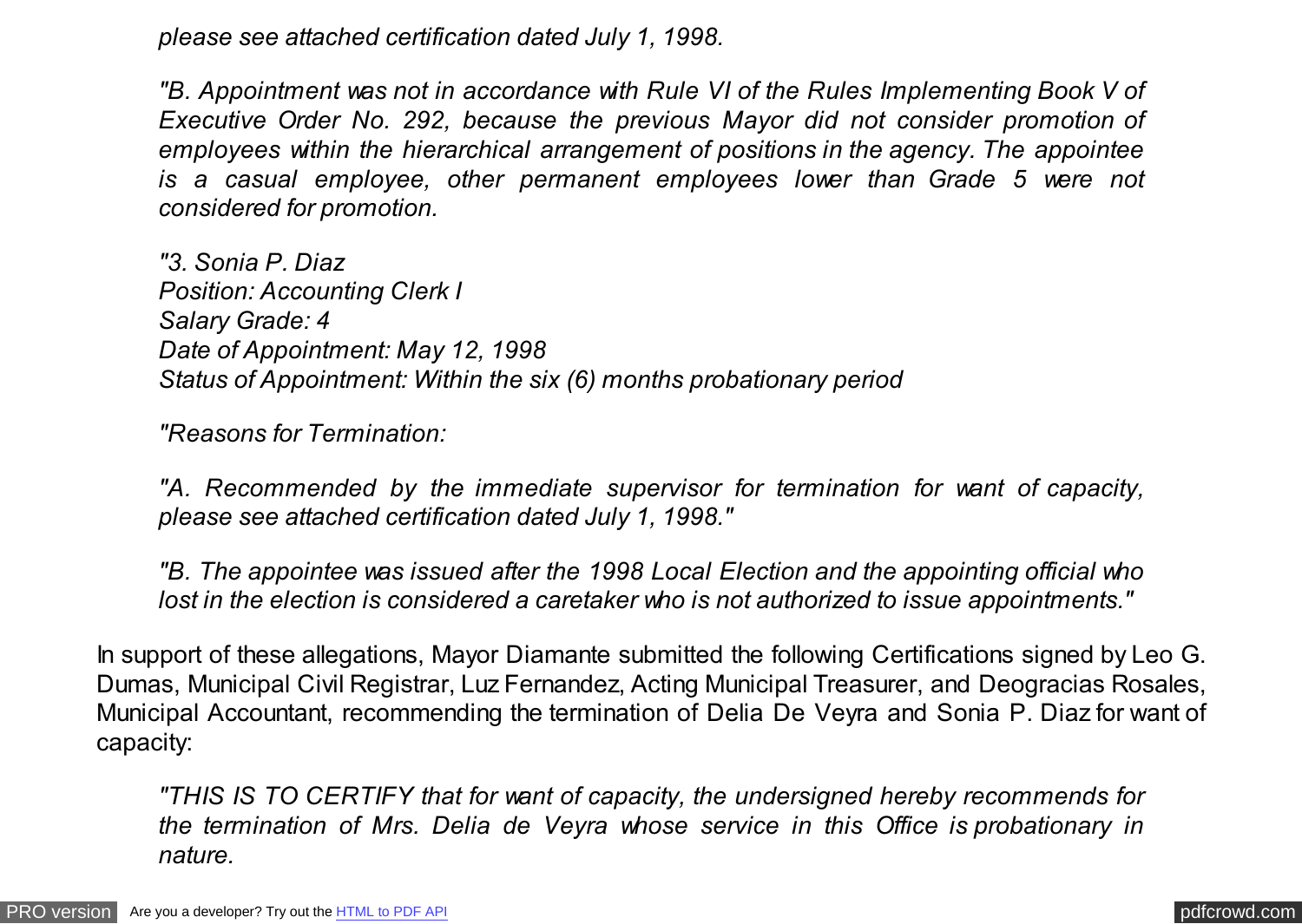> *please see attached certification dated July 1, 1998.*
>
> *"B. Appointment was not in accordance with Rule VI of the Rules Implementing Book V of Executive Order No. 292, because the previous Mayor did not consider promotion of employees within the hierarchical arrangement of positions in the agency. The appointee is a casual employee, other permanent employees lower than Grade 5 were not considered for promotion.*
>
> *"3. Sonia P. Diaz*
> *Position: Accounting Clerk I*
> *Salary Grade: 4*
> *Date of Appointment: May 12, 1998*
> *Status of Appointment: Within the six (6) months probationary period*
>
> *"Reasons for Termination:*
>
> *"A. Recommended by the immediate supervisor for termination for want of capacity, please see attached certification dated July 1, 1998."*
>
> *"B. The appointee was issued after the 1998 Local Election and the appointing official who lost in the election is considered a caretaker who is not authorized to issue appointments."*

In support of these allegations, Mayor Diamante submitted the following Certifications signed by Leo G. Dumas, Municipal Civil Registrar, Luz Fernandez, Acting Municipal Treasurer, and Deogracias Rosales, Municipal Accountant, recommending the termination of Delia De Veyra and Sonia P. Diaz for want of capacity:

> *"THIS IS TO CERTIFY that for want of capacity, the undersigned hereby recommends for the termination of Mrs. Delia de Veyra whose service in this Office is probationary in nature.*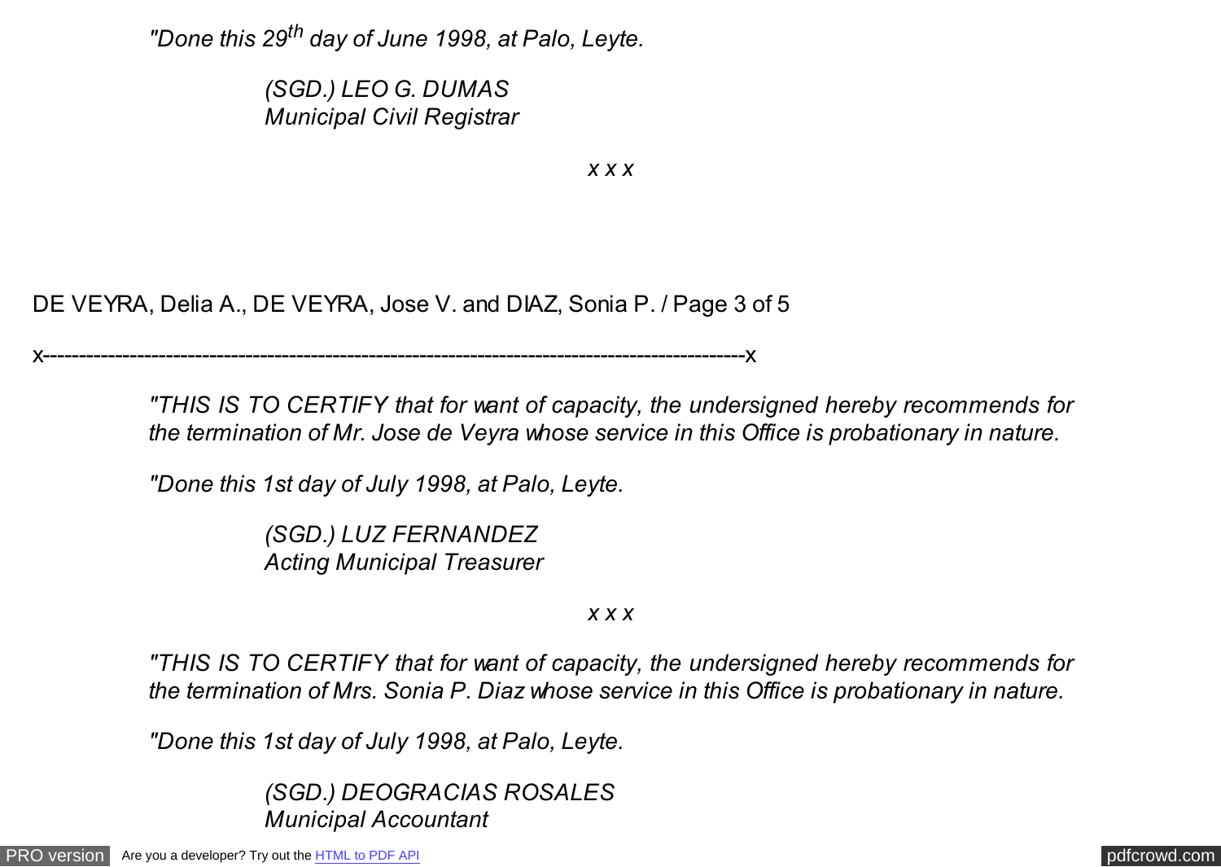*"Done this 29th day of June 1998, at Palo, Leyte.*

> *(SGD.) LEO G. DUMAS*
> *Municipal Civil Registrar*

*x x x*

*"THIS IS TO CERTIFY that for want of capacity, the undersigned hereby recommends for the termination of Mr. Jose de Veyra whose service in this Office is probationary in nature.*

*"Done this 1st day of July 1998, at Palo, Leyte.*

> *(SGD.) LUZ FERNANDEZ*
> *Acting Municipal Treasurer*

*x x x*

*"THIS IS TO CERTIFY that for want of capacity, the undersigned hereby recommends for the termination of Mrs. Sonia P. Diaz whose service in this Office is probationary in nature.*

*"Done this 1st day of July 1998, at Palo, Leyte.*

> *(SGD.) DEOGRACIAS ROSALES*
> *Municipal Accountant*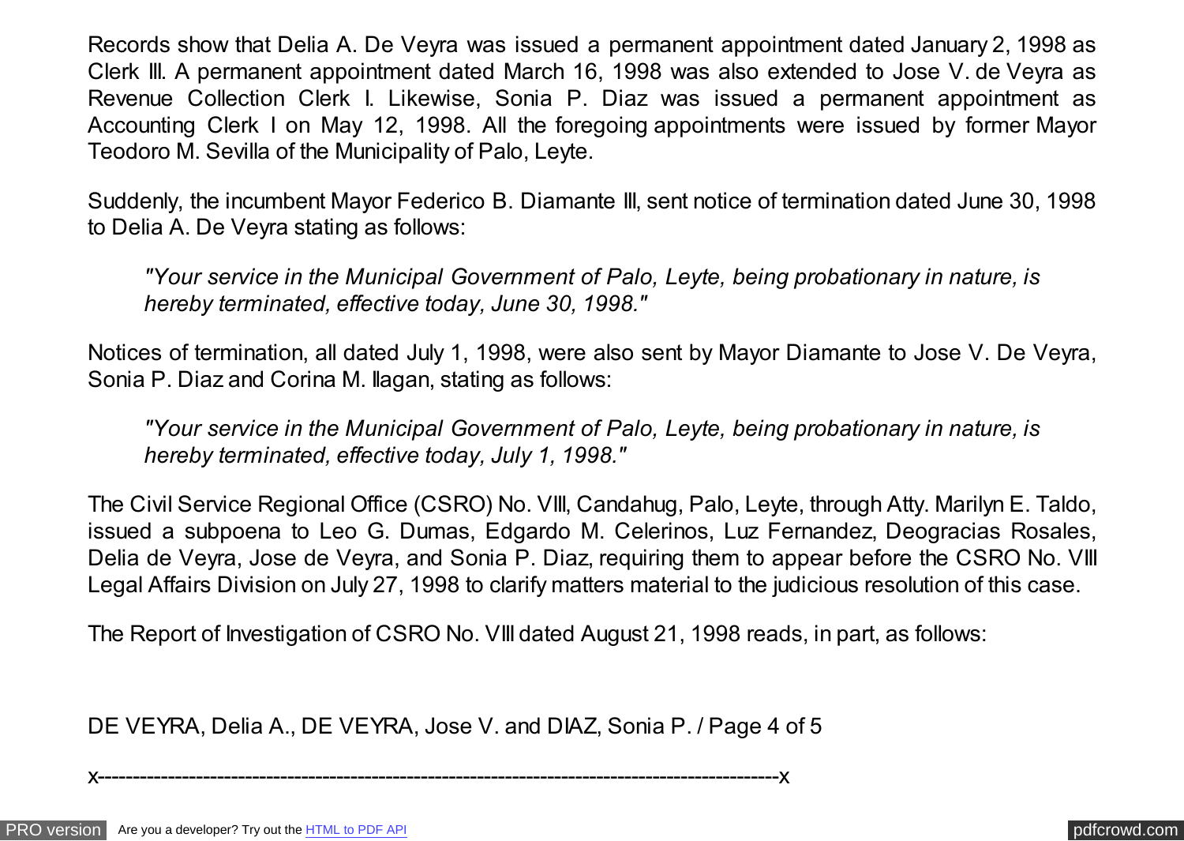Records show that Delia A. De Veyra was issued a permanent appointment dated January 2, 1998 as Clerk III. A permanent appointment dated March 16, 1998 was also extended to Jose V. de Veyra as Revenue Collection Clerk I. Likewise, Sonia P. Diaz was issued a permanent appointment as Accounting Clerk I on May 12, 1998. All the foregoing appointments were issued by former Mayor Teodoro M. Sevilla of the Municipality of Palo, Leyte.

Suddenly, the incumbent Mayor Federico B. Diamante III, sent notice of termination dated June 30, 1998 to Delia A. De Veyra stating as follows:

> *"Your service in the Municipal Government of Palo, Leyte, being probationary in nature, is hereby terminated, effective today, June 30, 1998."*

Notices of termination, all dated July 1, 1998, were also sent by Mayor Diamante to Jose V. De Veyra, Sonia P. Diaz and Corina M. Ilagan, stating as follows:

> *"Your service in the Municipal Government of Palo, Leyte, being probationary in nature, is hereby terminated, effective today, July 1, 1998."*

The Civil Service Regional Office (CSRO) No. VIII, Candahug, Palo, Leyte, through Atty. Marilyn E. Taldo, issued a subpoena to Leo G. Dumas, Edgardo M. Celerinos, Luz Fernandez, Deogracias Rosales, Delia de Veyra, Jose de Veyra, and Sonia P. Diaz, requiring them to appear before the CSRO No. VIII Legal Affairs Division on July 27, 1998 to clarify matters material to the judicious resolution of this case.

The Report of Investigation of CSRO No. VIII dated August 21, 1998 reads, in part, as follows: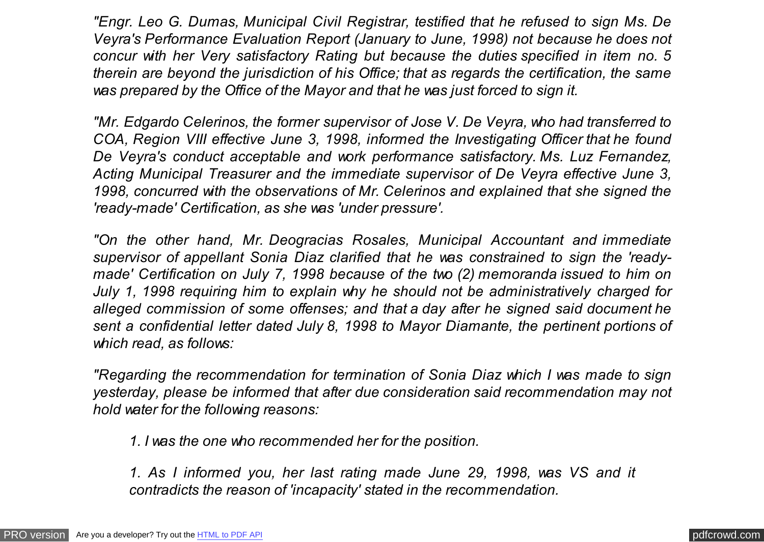*"Engr. Leo G. Dumas, Municipal Civil Registrar, testified that he refused to sign Ms. De Veyra's Performance Evaluation Report (January to June, 1998) not because he does not concur with her Very satisfactory Rating but because the duties specified in item no. 5 therein are beyond the jurisdiction of his Office; that as regards the certification, the same was prepared by the Office of the Mayor and that he was just forced to sign it.*

*"Mr. Edgardo Celerinos, the former supervisor of Jose V. De Veyra, who had transferred to COA, Region VIII effective June 3, 1998, informed the Investigating Officer that he found De Veyra's conduct acceptable and work performance satisfactory. Ms. Luz Fernandez, Acting Municipal Treasurer and the immediate supervisor of De Veyra effective June 3, 1998, concurred with the observations of Mr. Celerinos and explained that she signed the 'ready-made' Certification, as she was 'under pressure'.*

*"On the other hand, Mr. Deogracias Rosales, Municipal Accountant and immediate supervisor of appellant Sonia Diaz clarified that he was constrained to sign the 'ready-made' Certification on July 7, 1998 because of the two (2) memoranda issued to him on July 1, 1998 requiring him to explain why he should not be administratively charged for alleged commission of some offenses; and that a day after he signed said document he sent a confidential letter dated July 8, 1998 to Mayor Diamante, the pertinent portions of which read, as follows:*

*"Regarding the recommendation for termination of Sonia Diaz which I was made to sign yesterday, please be informed that after due consideration said recommendation may not hold water for the following reasons:*

> *1. I was the one who recommended her for the position.*
>
> *1. As I informed you, her last rating made June 29, 1998, was VS and it contradicts the reason of 'incapacity' stated in the recommendation.*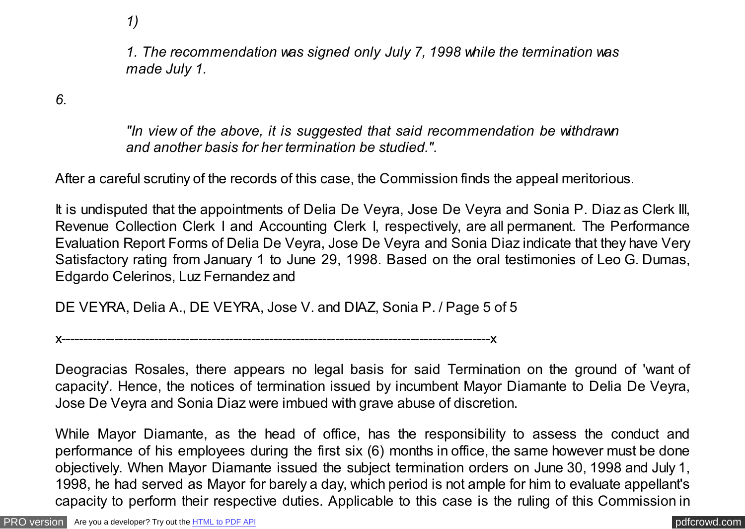*1)*

> *1. The recommendation was signed only July 7, 1998 while the termination was made July 1.*

*6.*

> *"In view of the above, it is suggested that said recommendation be withdrawn and another basis for her termination be studied.".*

After a careful scrutiny of the records of this case, the Commission finds the appeal meritorious.

It is undisputed that the appointments of Delia De Veyra, Jose De Veyra and Sonia P. Diaz as Clerk III, Revenue Collection Clerk I and Accounting Clerk I, respectively, are all permanent. The Performance Evaluation Report Forms of Delia De Veyra, Jose De Veyra and Sonia Diaz indicate that they have Very Satisfactory rating from January 1 to June 29, 1998. Based on the oral testimonies of Leo G. Dumas, Edgardo Celerinos, Luz Fernandez and Deogracias Rosales, there appears no legal basis for said Termination on the ground of 'want of capacity'. Hence, the notices of termination issued by incumbent Mayor Diamante to Delia De Veyra, Jose De Veyra and Sonia Diaz were imbued with grave abuse of discretion.

While Mayor Diamante, as the head of office, has the responsibility to assess the conduct and performance of his employees during the first six (6) months in office, the same however must be done objectively. When Mayor Diamante issued the subject termination orders on June 30, 1998 and July 1, 1998, he had served as Mayor for barely a day, which period is not ample for him to evaluate appellant's capacity to perform their respective duties. Applicable to this case is the ruling of this Commission in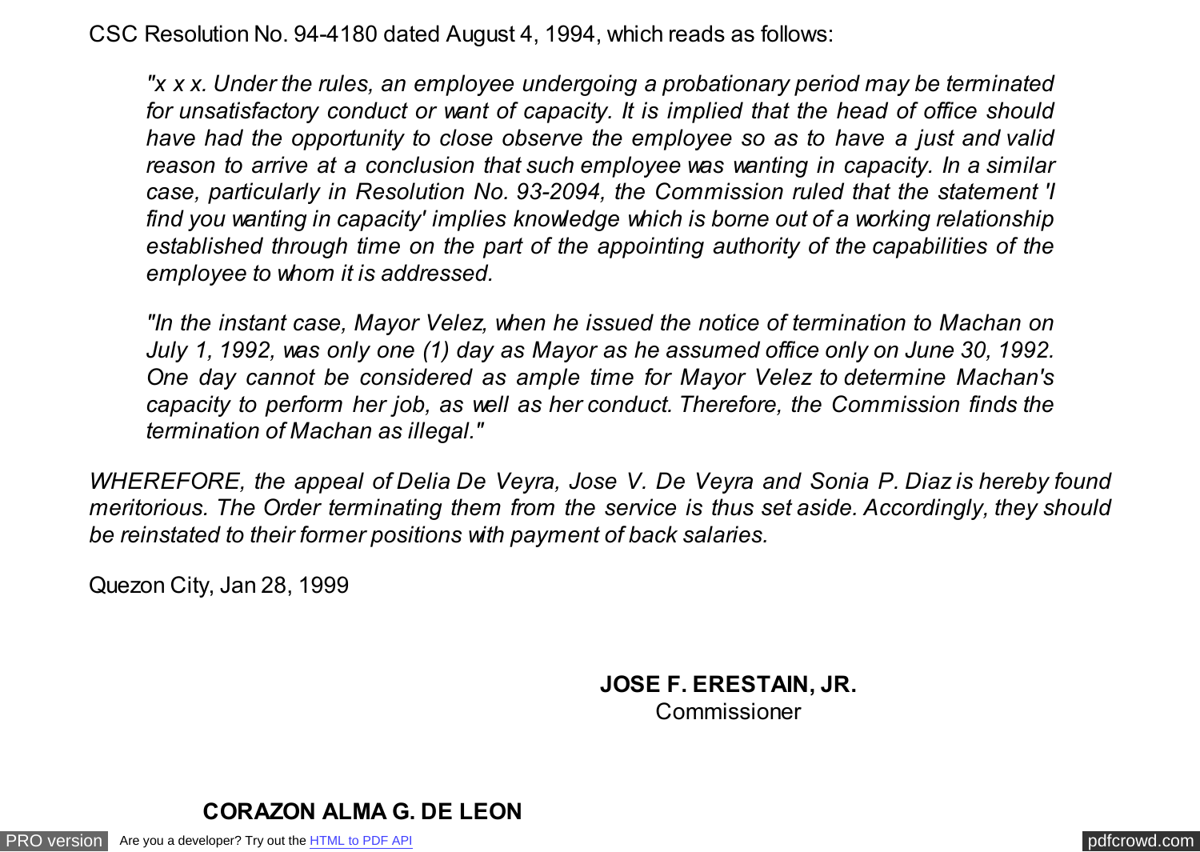CSC Resolution No. 94-4180 dated August 4, 1994, which reads as follows:

> *"x x x. Under the rules, an employee undergoing a probationary period may be terminated for unsatisfactory conduct or want of capacity. It is implied that the head of office should have had the opportunity to close observe the employee so as to have a just and valid reason to arrive at a conclusion that such employee was wanting in capacity. In a similar case, particularly in Resolution No. 93-2094, the Commission ruled that the statement 'I find you wanting in capacity' implies knowledge which is borne out of a working relationship established through time on the part of the appointing authority of the capabilities of the employee to whom it is addressed.*
>
> *"In the instant case, Mayor Velez, when he issued the notice of termination to Machan on July 1, 1992, was only one (1) day as Mayor as he assumed office only on June 30, 1992. One day cannot be considered as ample time for Mayor Velez to determine Machan's capacity to perform her job, as well as her conduct. Therefore, the Commission finds the termination of Machan as illegal."*

*WHEREFORE, the appeal of Delia De Veyra, Jose V. De Veyra and Sonia P. Diaz is hereby found meritorious. The Order terminating them from the service is thus set aside. Accordingly, they should be reinstated to their former positions with payment of back salaries.*

Quezon City, Jan 28, 1999

**JOSE F. ERESTAIN, JR.**
Commissioner

**CORAZON ALMA G. DE LEON**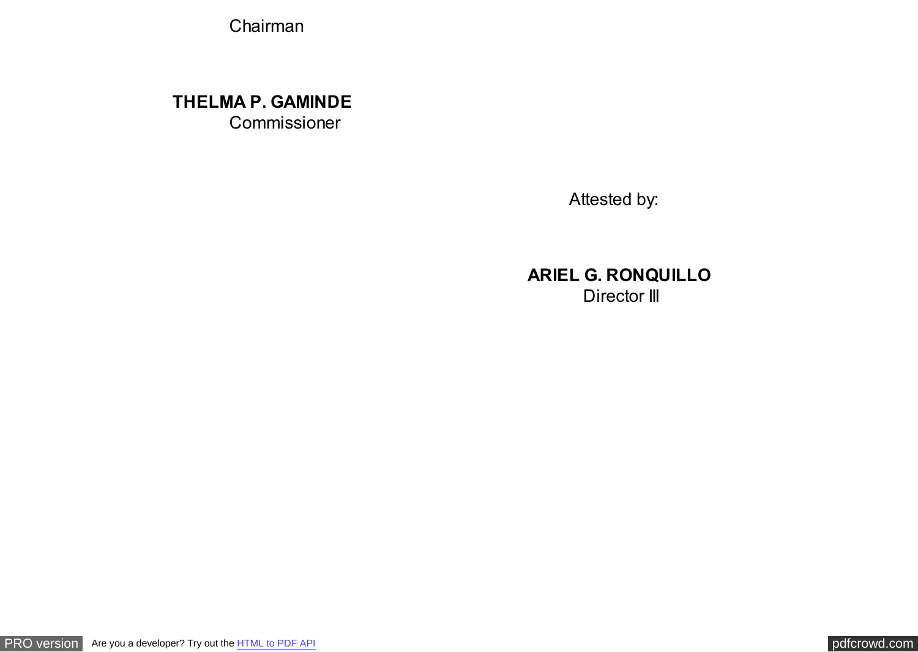Chairman

**THELMA P. GAMINDE**
Commissioner

Attested by:

**ARIEL G. RONQUILLO**
Director III